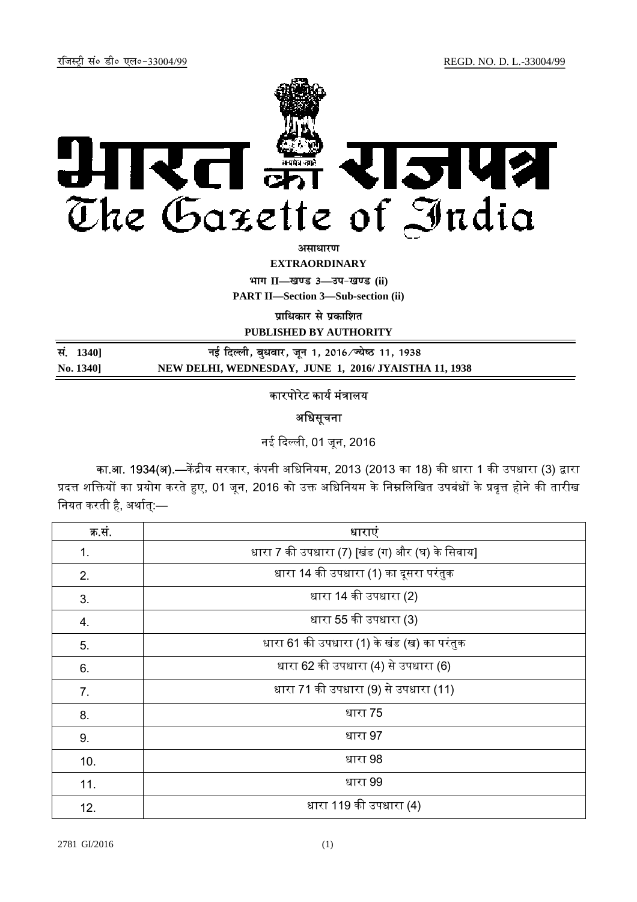रजिस्ट्री सं० डी० एल०-33004/99 REGD. NO. D. L.-33004/99

# भारत का राजपत्र
# The Gazette of India

**असाधारण**

**EXTRAORDINARY**

**भाग II—खण्ड 3—उप-खण्ड (ii)**

**PART II—Section 3—Sub-section (ii)**

**प्राधिकार से प्रकाशित**

**PUBLISHED BY AUTHORITY**

| | |
|---|---|
| **सं. 1340]** | **नई दिल्ली, बुधवार, जून 1, 2016/ज्येष्ठ 11, 1938** |
| **No. 1340]** | **NEW DELHI, WEDNESDAY, JUNE 1, 2016/ JYAISTHA 11, 1938** |

## कारपोरेट कार्य मंत्रालय

### अधिसूचना

नई दिल्ली, 01 जून, 2016

का.आ. 1934(अ).—केंद्रीय सरकार, कंपनी अधिनियम, 2013 (2013 का 18) की धारा 1 की उपधारा (3) द्वारा प्रदत्त शक्तियों का प्रयोग करते हुए, 01 जून, 2016 को उक्त अधिनियम के निम्नलिखित उपबंधों के प्रवृत्त होने की तारीख नियत करती है, अर्थात्:—

| क्र.सं. | धाराएं |
|---|---|
| 1. | धारा 7 की उपधारा (7) [खंड (ग) और (घ) के सिवाय] |
| 2. | धारा 14 की उपधारा (1) का दूसरा परंतुक |
| 3. | धारा 14 की उपधारा (2) |
| 4. | धारा 55 की उपधारा (3) |
| 5. | धारा 61 की उपधारा (1) के खंड (ख) का परंतुक |
| 6. | धारा 62 की उपधारा (4) से उपधारा (6) |
| 7. | धारा 71 की उपधारा (9) से उपधारा (11) |
| 8. | धारा 75 |
| 9. | धारा 97 |
| 10. | धारा 98 |
| 11. | धारा 99 |
| 12. | धारा 119 की उपधारा (4) |

2781 GI/2016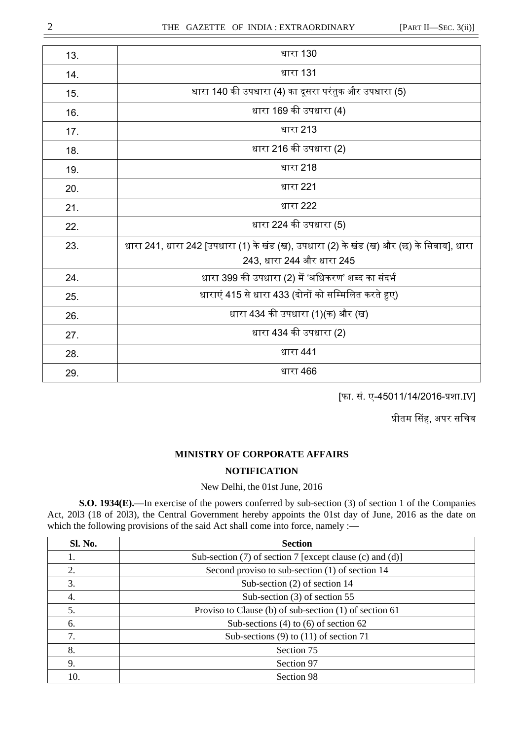| | |
|---|---|
| 13. | धारा 130 |
| 14. | धारा 131 |
| 15. | धारा 140 की उपधारा (4) का दूसरा परंतुक और उपधारा (5) |
| 16. | धारा 169 की उपधारा (4) |
| 17. | धारा 213 |
| 18. | धारा 216 की उपधारा (2) |
| 19. | धारा 218 |
| 20. | धारा 221 |
| 21. | धारा 222 |
| 22. | धारा 224 की उपधारा (5) |
| 23. | धारा 241, धारा 242 [उपधारा (1) के खंड (ख), उपधारा (2) के खंड (ख) और (छ) के सिवाय], धारा 243, धारा 244 और धारा 245 |
| 24. | धारा 399 की उपधारा (2) में 'अधिकरण' शब्द का संदर्भ |
| 25. | धाराएं 415 से धारा 433 (दोनों को सम्मिलित करते हुए) |
| 26. | धारा 434 की उपधारा (1)(क) और (ख) |
| 27. | धारा 434 की उपधारा (2) |
| 28. | धारा 441 |
| 29. | धारा 466 |

[फा. सं. ए-45011/14/2016-प्रशा.IV]

प्रीतम सिंह, अपर सचिव

**MINISTRY OF CORPORATE AFFAIRS**

**NOTIFICATION**

New Delhi, the 01st June, 2016

**S.O. 1934(E).—**In exercise of the powers conferred by sub-section (3) of section 1 of the Companies Act, 20l3 (18 of 20l3), the Central Government hereby appoints the 01st day of June, 2016 as the date on which the following provisions of the said Act shall come into force, namely :—

| Sl. No. | Section |
|---|---|
| 1. | Sub-section (7) of section 7 [except clause (c) and (d)] |
| 2. | Second proviso to sub-section (1) of section 14 |
| 3. | Sub-section (2) of section 14 |
| 4. | Sub-section (3) of section 55 |
| 5. | Proviso to Clause (b) of sub-section (1) of section 61 |
| 6. | Sub-sections (4) to (6) of section 62 |
| 7. | Sub-sections (9) to (11) of section 71 |
| 8. | Section 75 |
| 9. | Section 97 |
| 10. | Section 98 |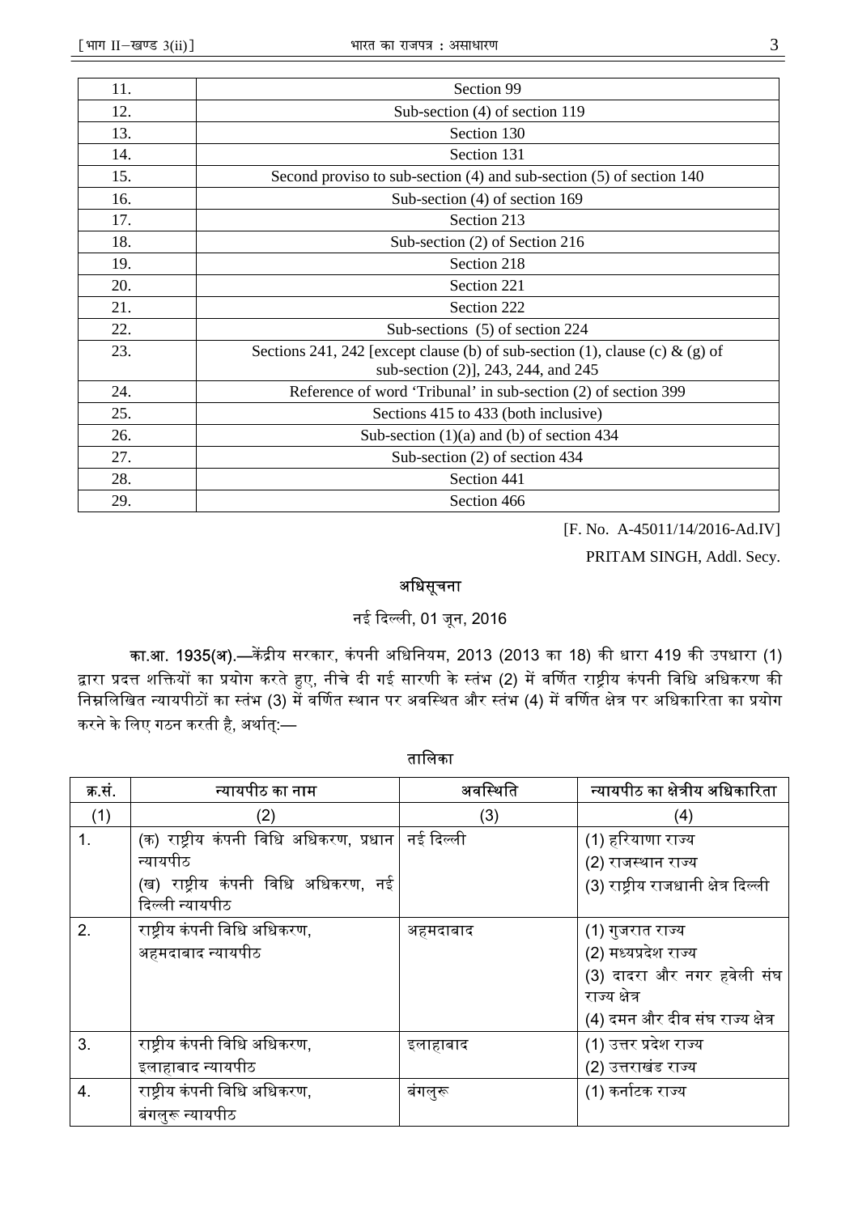| | |
|---|---|
| 11. | Section 99 |
| 12. | Sub-section (4) of section 119 |
| 13. | Section 130 |
| 14. | Section 131 |
| 15. | Second proviso to sub-section (4) and sub-section (5) of section 140 |
| 16. | Sub-section (4) of section 169 |
| 17. | Section 213 |
| 18. | Sub-section (2) of Section 216 |
| 19. | Section 218 |
| 20. | Section 221 |
| 21. | Section 222 |
| 22. | Sub-sections (5) of section 224 |
| 23. | Sections 241, 242 [except clause (b) of sub-section (1), clause (c) & (g) of sub-section (2)], 243, 244, and 245 |
| 24. | Reference of word 'Tribunal' in sub-section (2) of section 399 |
| 25. | Sections 415 to 433 (both inclusive) |
| 26. | Sub-section (1)(a) and (b) of section 434 |
| 27. | Sub-section (2) of section 434 |
| 28. | Section 441 |
| 29. | Section 466 |

[F. No. A-45011/14/2016-Ad.IV]

PRITAM SINGH, Addl. Secy.

## अधिसूचना

नई दिल्ली, 01 जून, 2016

**का.आ. 1935(अ).**—केंद्रीय सरकार, कंपनी अधिनियम, 2013 (2013 का 18) की धारा 419 की उपधारा (1) द्वारा प्रदत्त शक्तियों का प्रयोग करते हुए, नीचे दी गई सारणी के स्तंभ (2) में वर्णित राष्ट्रीय कंपनी विधि अधिकरण की निम्नलिखित न्यायपीठों का स्तंभ (3) में वर्णित स्थान पर अवस्थित और स्तंभ (4) में वर्णित क्षेत्र पर अधिकारिता का प्रयोग करने के लिए गठन करती है, अर्थात्:—

**तालिका**

| क्र.सं. | न्यायपीठ का नाम | अवस्थिति | न्यायपीठ का क्षेत्रीय अधिकारिता |
|---|---|---|---|
| (1) | (2) | (3) | (4) |
| 1. | (क) राष्ट्रीय कंपनी विधि अधिकरण, प्रधान न्यायपीठ<br>(ख) राष्ट्रीय कंपनी विधि अधिकरण, नई दिल्ली न्यायपीठ | नई दिल्ली | (1) हरियाणा राज्य<br>(2) राजस्थान राज्य<br>(3) राष्ट्रीय राजधानी क्षेत्र दिल्ली |
| 2. | राष्ट्रीय कंपनी विधि अधिकरण, अहमदाबाद न्यायपीठ | अहमदाबाद | (1) गुजरात राज्य<br>(2) मध्यप्रदेश राज्य<br>(3) दादरा और नगर हवेली संघ राज्य क्षेत्र<br>(4) दमन और दीव संघ राज्य क्षेत्र |
| 3. | राष्ट्रीय कंपनी विधि अधिकरण, इलाहाबाद न्यायपीठ | इलाहाबाद | (1) उत्तर प्रदेश राज्य<br>(2) उत्तराखंड राज्य |
| 4. | राष्ट्रीय कंपनी विधि अधिकरण, बंगलुरू न्यायपीठ | बंगलुरू | (1) कर्नाटक राज्य |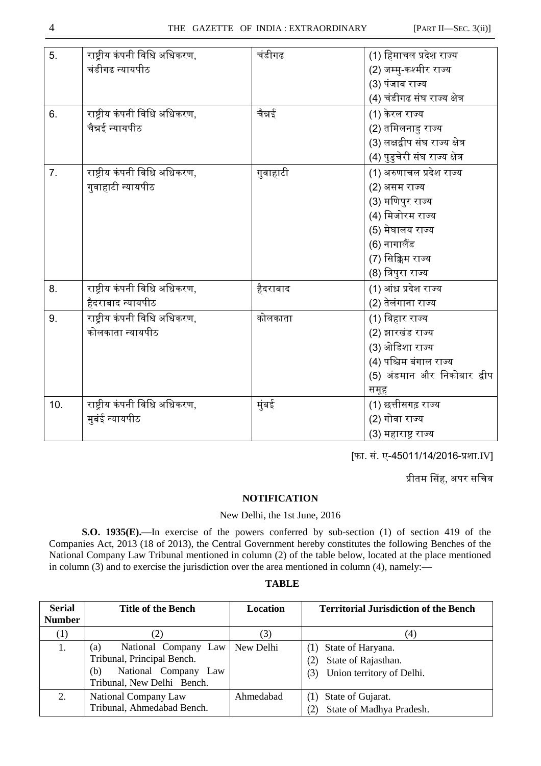| | | | |
|---|---|---|---|
| 5. | राष्ट्रीय कंपनी विधि अधिकरण, चंडीगढ न्यायपीठ | चंडीगढ | (1) हिमाचल प्रदेश राज्य<br>(2) जम्मु-कश्मीर राज्य<br>(3) पंजाब राज्य<br>(4) चंडीगढ संघ राज्य क्षेत्र |
| 6. | राष्ट्रीय कंपनी विधि अधिकरण, चैन्नई न्यायपीठ | चैन्नई | (1) केरल राज्य<br>(2) तमिलनाडु राज्य<br>(3) लक्षद्वीप संघ राज्य क्षेत्र<br>(4) पुडुचेरी संघ राज्य क्षेत्र |
| 7. | राष्ट्रीय कंपनी विधि अधिकरण, गुवाहाटी न्यायपीठ | गुवाहाटी | (1) अरुणाचल प्रदेश राज्य<br>(2) असम राज्य<br>(3) मणिपुर राज्य<br>(4) मिजोरम राज्य<br>(5) मेघालय राज्य<br>(6) नागालैंड<br>(7) सिक्किम राज्य<br>(8) त्रिपुरा राज्य |
| 8. | राष्ट्रीय कंपनी विधि अधिकरण, हैदराबाद न्यायपीठ | हैदराबाद | (1) आंध्र प्रदेश राज्य<br>(2) तेलंगाना राज्य |
| 9. | राष्ट्रीय कंपनी विधि अधिकरण, कोलकाता न्यायपीठ | कोलकाता | (1) बिहार राज्य<br>(2) झारखंड राज्य<br>(3) ओडिशा राज्य<br>(4) पश्चिम बंगाल राज्य<br>(5) अंडमान और निकोबार द्वीप समूह |
| 10. | राष्ट्रीय कंपनी विधि अधिकरण, मुबंई न्यायपीठ | मुंबई | (1) छत्तीसगढ़ राज्य<br>(2) गोवा राज्य<br>(3) महाराष्ट्र राज्य |

[फा. सं. ए-45011/14/2016-प्रशा.IV]

प्रीतम सिंह, अपर सचिव

## NOTIFICATION

New Delhi, the 1st June, 2016

**S.O. 1935(E).—**In exercise of the powers conferred by sub-section (1) of section 419 of the Companies Act, 2013 (18 of 2013), the Central Government hereby constitutes the following Benches of the National Company Law Tribunal mentioned in column (2) of the table below, located at the place mentioned in column (3) and to exercise the jurisdiction over the area mentioned in column (4), namely:—

**TABLE**

| Serial Number | Title of the Bench | Location | Territorial Jurisdiction of the Bench |
|---|---|---|---|
| (1) | (2) | (3) | (4) |
| 1. | (a) National Company Law Tribunal, Principal Bench.<br>(b) National Company Law Tribunal, New Delhi Bench. | New Delhi | (1) State of Haryana.<br>(2) State of Rajasthan.<br>(3) Union territory of Delhi. |
| 2. | National Company Law Tribunal, Ahmedabad Bench. | Ahmedabad | (1) State of Gujarat.<br>(2) State of Madhya Pradesh. |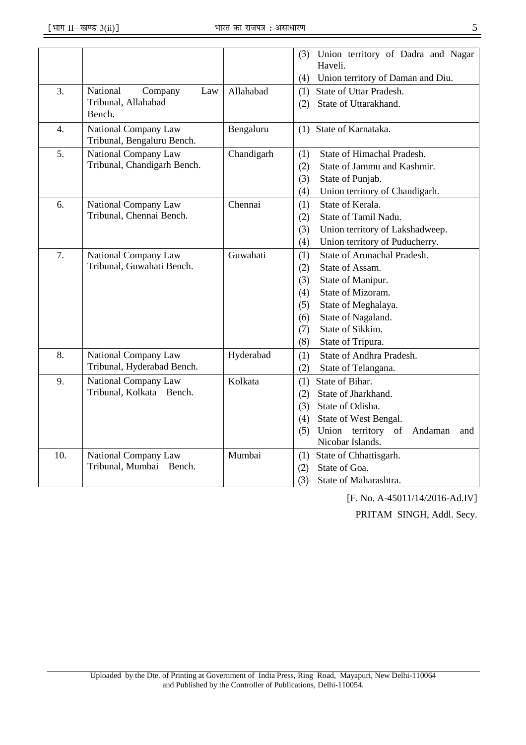| | | | |
|---|---|---|---|
| | | | (3) Union territory of Dadra and Nagar Haveli.<br>(4) Union territory of Daman and Diu. |
| 3. | National Company Law Tribunal, Allahabad Bench. | Allahabad | (1) State of Uttar Pradesh.<br>(2) State of Uttarakhand. |
| 4. | National Company Law Tribunal, Bengaluru Bench. | Bengaluru | (1) State of Karnataka. |
| 5. | National Company Law Tribunal, Chandigarh Bench. | Chandigarh | (1) State of Himachal Pradesh.<br>(2) State of Jammu and Kashmir.<br>(3) State of Punjab.<br>(4) Union territory of Chandigarh. |
| 6. | National Company Law Tribunal, Chennai Bench. | Chennai | (1) State of Kerala.<br>(2) State of Tamil Nadu.<br>(3) Union territory of Lakshadweep.<br>(4) Union territory of Puducherry. |
| 7. | National Company Law Tribunal, Guwahati Bench. | Guwahati | (1) State of Arunachal Pradesh.<br>(2) State of Assam.<br>(3) State of Manipur.<br>(4) State of Mizoram.<br>(5) State of Meghalaya.<br>(6) State of Nagaland.<br>(7) State of Sikkim.<br>(8) State of Tripura. |
| 8. | National Company Law Tribunal, Hyderabad Bench. | Hyderabad | (1) State of Andhra Pradesh.<br>(2) State of Telangana. |
| 9. | National Company Law Tribunal, Kolkata Bench. | Kolkata | (1) State of Bihar.<br>(2) State of Jharkhand.<br>(3) State of Odisha.<br>(4) State of West Bengal.<br>(5) Union territory of Andaman and Nicobar Islands. |
| 10. | National Company Law Tribunal, Mumbai Bench. | Mumbai | (1) State of Chhattisgarh.<br>(2) State of Goa.<br>(3) State of Maharashtra. |

[F. No. A-45011/14/2016-Ad.IV]

PRITAM SINGH, Addl. Secy.

Uploaded by the Dte. of Printing at Government of India Press, Ring Road, Mayapuri, New Delhi-110064 and Published by the Controller of Publications, Delhi-110054.